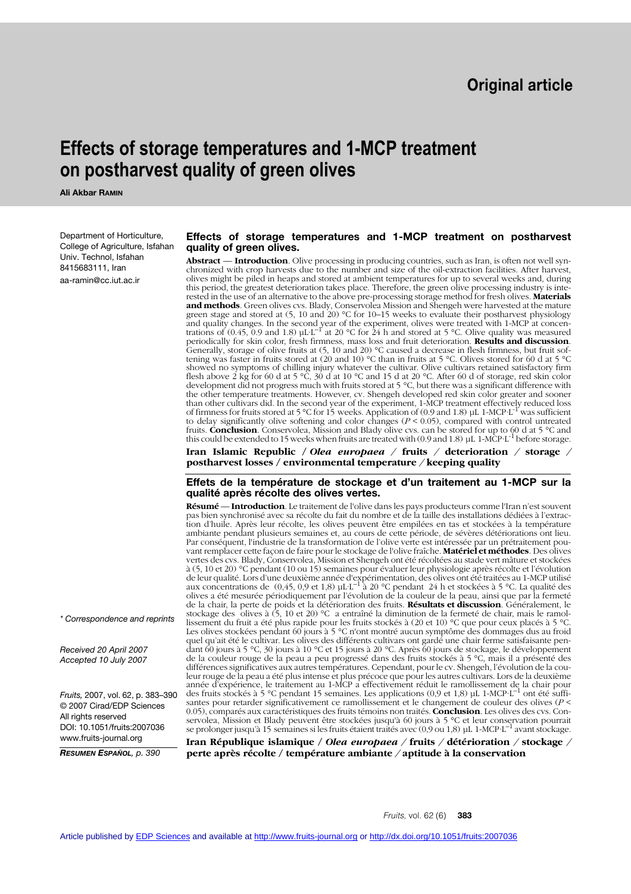**Original article**

# Effects of storage temperatures and 1-MCP treatment on postharvest quality of green olives

**Ali Akbar Ramin**

Department of Horticulture, College of Agriculture, Isfahan Univ. Technol, Isfahan 8415683111, Iran
aa-ramin@cc.iut.ac.ir

## Effects of storage temperatures and 1-MCP treatment on postharvest quality of green olives.

**Abstract** — **Introduction**. Olive processing in producing countries, such as Iran, is often not well synchronized with crop harvests due to the number and size of the oil-extraction facilities. After harvest, olives might be piled in heaps and stored at ambient temperatures for up to several weeks and, during this period, the greatest deterioration takes place. Therefore, the green olive processing industry is interested in the use of an alternative to the above pre-processing storage method for fresh olives. **Materials and methods**. Green olives cvs. Blady, Conservolea Mission and Shengeh were harvested at the mature green stage and stored at (5, 10 and 20) °C for 10–15 weeks to evaluate their postharvest physiology and quality changes. In the second year of the experiment, olives were treated with 1-MCP at concentrations of (0.45, 0.9 and 1.8) $\mu L \cdot L^{-1}$ at 20 °C for 24 h and stored at 5 °C. Olive quality was measured periodically for skin color, fresh firmness, mass loss and fruit deterioration. **Results and discussion**. Generally, storage of olive fruits at (5, 10 and 20) °C caused a decrease in flesh firmness, but fruit softening was faster in fruits stored at (20 and 10) °C than in fruits at 5 °C. Olives stored for 60 d at 5 °C showed no symptoms of chilling injury whatever the cultivar. Olive cultivars retained satisfactory firm flesh above 2 kg for 60 d at 5 °C, 30 d at 10 °C and 15 d at 20 °C. After 60 d of storage, red skin color development did not progress much with fruits stored at 5 °C, but there was a significant difference with the other temperature treatments. However, cv. Shengeh developed red skin color greater and sooner than other cultivars did. In the second year of the experiment, 1-MCP treatment effectively reduced loss of firmness for fruits stored at 5 °C for 15 weeks. Application of (0.9 and 1.8) µL 1-MCP·$L^{-1}$ was sufficient to delay significantly olive softening and color changes ($P < 0.05$), compared with control untreated fruits. **Conclusion**. Conservolea, Mission and Blady olive cvs. can be stored for up to 60 d at 5 °C and this could be extended to 15 weeks when fruits are treated with (0.9 and 1.8) µL 1-MCP·$L^{-1}$ before storage.

**Iran Islamic Republic / *Olea europaea* / fruits / deterioration / storage / postharvest losses / environmental temperature / keeping quality**

## Effets de la température de stockage et d'un traitement au 1-MCP sur la qualité après récolte des olives vertes.

**Résumé** — **Introduction**. Le traitement de l'olive dans les pays producteurs comme l'Iran n'est souvent pas bien synchronisé avec sa récolte du fait du nombre et de la taille des installations dédiées à l'extraction d'huile. Après leur récolte, les olives peuvent être empilées en tas et stockées à la température ambiante pendant plusieurs semaines et, au cours de cette période, de sévères détériorations ont lieu. Par conséquent, l'industrie de la transformation de l'olive verte est intéressée par un prétraitement pouvant remplacer cette façon de faire pour le stockage de l'olive fraîche. **Matériel et méthodes**. Des olives vertes des cvs. Blady, Conservolea, Mission et Shengeh ont été récoltées au stade vert mâture et stockées à (5, 10 et 20) °C pendant (10 ou 15) semaines pour évaluer leur physiologie après récolte et l'évolution de leur qualité. Lors d'une deuxième année d'expérimentation, des olives ont été traitées au 1-MCP utilisé aux concentrations de (0,45, 0,9 et 1,8) $\mu L \cdot L^{-1}$ à 20 °C pendant 24 h et stockées à 5 °C. La qualité des olives a été mesurée périodiquement par l'évolution de la couleur de la peau, ainsi que par la fermeté de la chair, la perte de poids et la détérioration des fruits. **Résultats et discussion**. Généralement, le stockage des olives à (5, 10 et 20) °C a entraîné la diminution de la fermeté de chair, mais le ramollissement du fruit a été plus rapide pour les fruits stockés à (20 et 10) °C que pour ceux placés à 5 °C. Les olives stockées pendant 60 jours à 5 °C n'ont montré aucun symptôme des dommages dus au froid quel qu'ait été le cultivar. Les olives des différents cultivars ont gardé une chair ferme satisfaisante pendant 60 jours à 5 °C, 30 jours à 10 °C et 15 jours à 20 °C. Après 60 jours de stockage, le développement de la couleur rouge de la peau a peu progressé dans des fruits stockés à 5 °C, mais il a présenté des différences significatives aux autres températures. Cependant, pour le cv. Shengeh, l'évolution de la couleur rouge de la peau a été plus intense et plus précoce que pour les autres cultivars. Lors de la deuxième année d'expérience, le traitement au 1-MCP a effectivement réduit le ramollissement de la chair pour des fruits stockés à 5 °C pendant 15 semaines. Les applications (0,9 et 1,8) µL 1-MCP·$L^{-1}$ ont été suffisantes pour retarder significativement ce ramollissement et le changement de couleur des olives ($P < 0.05$), comparés aux caractéristiques des fruits témoins non traités. **Conclusion**. Les olives des cvs. Conservolea, Mission et Blady peuvent être stockées jusqu'à 60 jours à 5 °C et leur conservation pourrait se prolonger jusqu'à 15 semaines si les fruits étaient traités avec (0,9 ou 1,8) µL 1-MCP·$L^{-1}$ avant stockage.

**Iran République islamique / *Olea europaea* / fruits / détérioration / stockage / perte après récolte / température ambiante / aptitude à la conservation**

*\* Correspondence and reprints*

*Received 20 April 2007*
*Accepted 10 July 2007*

*Fruits,* 2007, vol. 62, p. 383–390
© 2007 Cirad/EDP Sciences
All rights reserved
DOI: 10.1051/fruits:2007036
www.fruits-journal.org

***Resumen Español**, p. 390*

Article published by EDP Sciences and available at http://www.fruits-journal.org or http://dx.doi.org/10.1051/fruits:2007036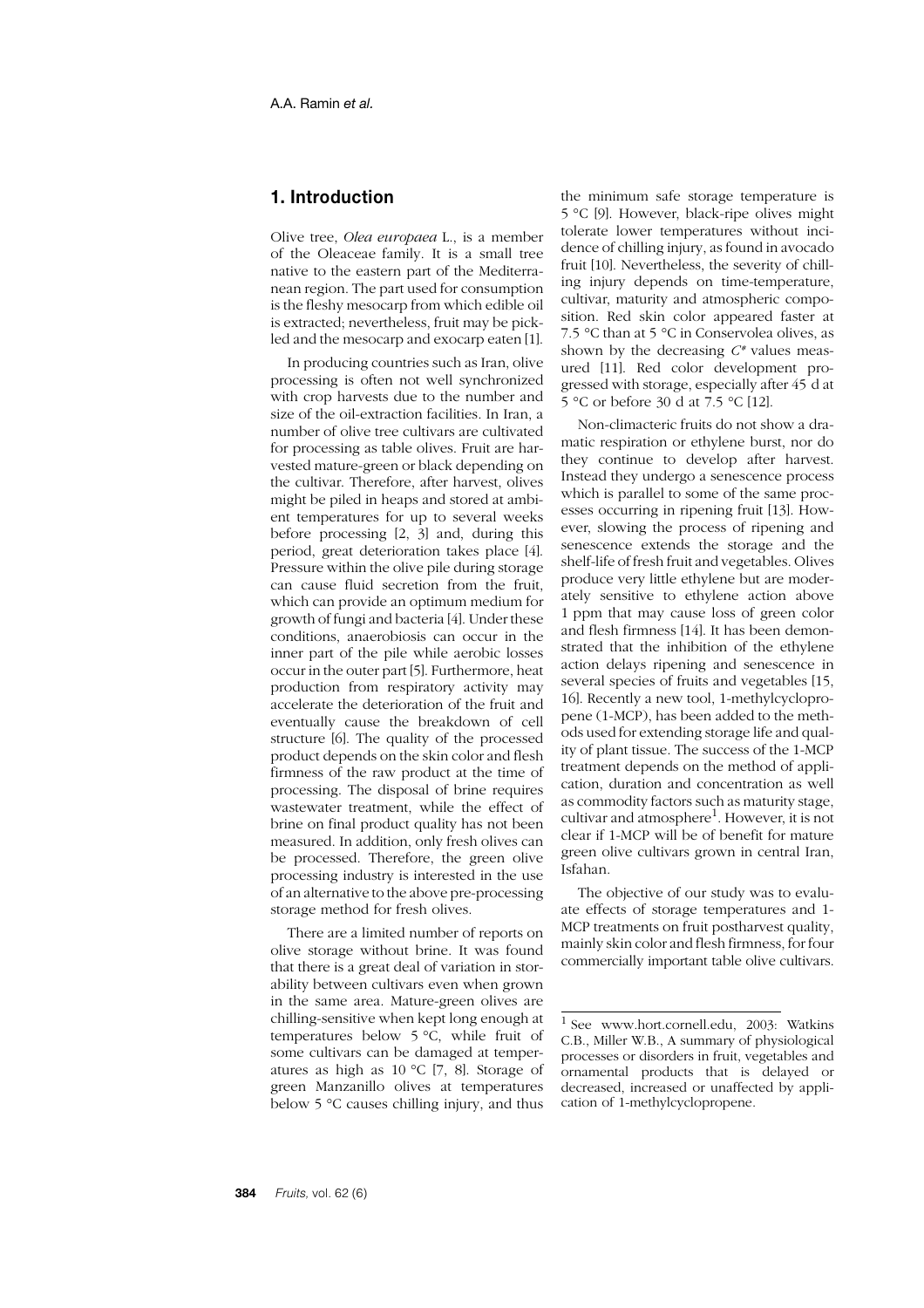## 1. Introduction

Olive tree, *Olea europaea* L., is a member of the Oleaceae family. It is a small tree native to the eastern part of the Mediterranean region. The part used for consumption is the fleshy mesocarp from which edible oil is extracted; nevertheless, fruit may be pickled and the mesocarp and exocarp eaten [1].

In producing countries such as Iran, olive processing is often not well synchronized with crop harvests due to the number and size of the oil-extraction facilities. In Iran, a number of olive tree cultivars are cultivated for processing as table olives. Fruit are harvested mature-green or black depending on the cultivar. Therefore, after harvest, olives might be piled in heaps and stored at ambient temperatures for up to several weeks before processing [2, 3] and, during this period, great deterioration takes place [4]. Pressure within the olive pile during storage can cause fluid secretion from the fruit, which can provide an optimum medium for growth of fungi and bacteria [4]. Under these conditions, anaerobiosis can occur in the inner part of the pile while aerobic losses occur in the outer part [5]. Furthermore, heat production from respiratory activity may accelerate the deterioration of the fruit and eventually cause the breakdown of cell structure [6]. The quality of the processed product depends on the skin color and flesh firmness of the raw product at the time of processing. The disposal of brine requires wastewater treatment, while the effect of brine on final product quality has not been measured. In addition, only fresh olives can be processed. Therefore, the green olive processing industry is interested in the use of an alternative to the above pre-processing storage method for fresh olives.

There are a limited number of reports on olive storage without brine. It was found that there is a great deal of variation in storability between cultivars even when grown in the same area. Mature-green olives are chilling-sensitive when kept long enough at temperatures below 5 °C, while fruit of some cultivars can be damaged at temperatures as high as 10 °C [7, 8]. Storage of green Manzanillo olives at temperatures below 5 °C causes chilling injury, and thus the minimum safe storage temperature is 5 °C [9]. However, black-ripe olives might tolerate lower temperatures without incidence of chilling injury, as found in avocado fruit [10]. Nevertheless, the severity of chilling injury depends on time-temperature, cultivar, maturity and atmospheric composition. Red skin color appeared faster at 7.5 °C than at 5 °C in Conservolea olives, as shown by the decreasing $C^*$ values measured [11]. Red color development progressed with storage, especially after 45 d at 5 °C or before 30 d at 7.5 °C [12].

Non-climacteric fruits do not show a dramatic respiration or ethylene burst, nor do they continue to develop after harvest. Instead they undergo a senescence process which is parallel to some of the same processes occurring in ripening fruit [13]. However, slowing the process of ripening and senescence extends the storage and the shelf-life of fresh fruit and vegetables. Olives produce very little ethylene but are moderately sensitive to ethylene action above 1 ppm that may cause loss of green color and flesh firmness [14]. It has been demonstrated that the inhibition of the ethylene action delays ripening and senescence in several species of fruits and vegetables [15, 16]. Recently a new tool, 1-methylcyclopropene (1-MCP), has been added to the methods used for extending storage life and quality of plant tissue. The success of the 1-MCP treatment depends on the method of application, duration and concentration as well as commodity factors such as maturity stage, cultivar and atmosphere[1]. However, it is not clear if 1-MCP will be of benefit for mature green olive cultivars grown in central Iran, Isfahan.

The objective of our study was to evaluate effects of storage temperatures and 1-MCP treatments on fruit postharvest quality, mainly skin color and flesh firmness, for four commercially important table olive cultivars.

[1] See www.hort.cornell.edu, 2003: Watkins C.B., Miller W.B., A summary of physiological processes or disorders in fruit, vegetables and ornamental products that is delayed or decreased, increased or unaffected by application of 1-methylcyclopropene.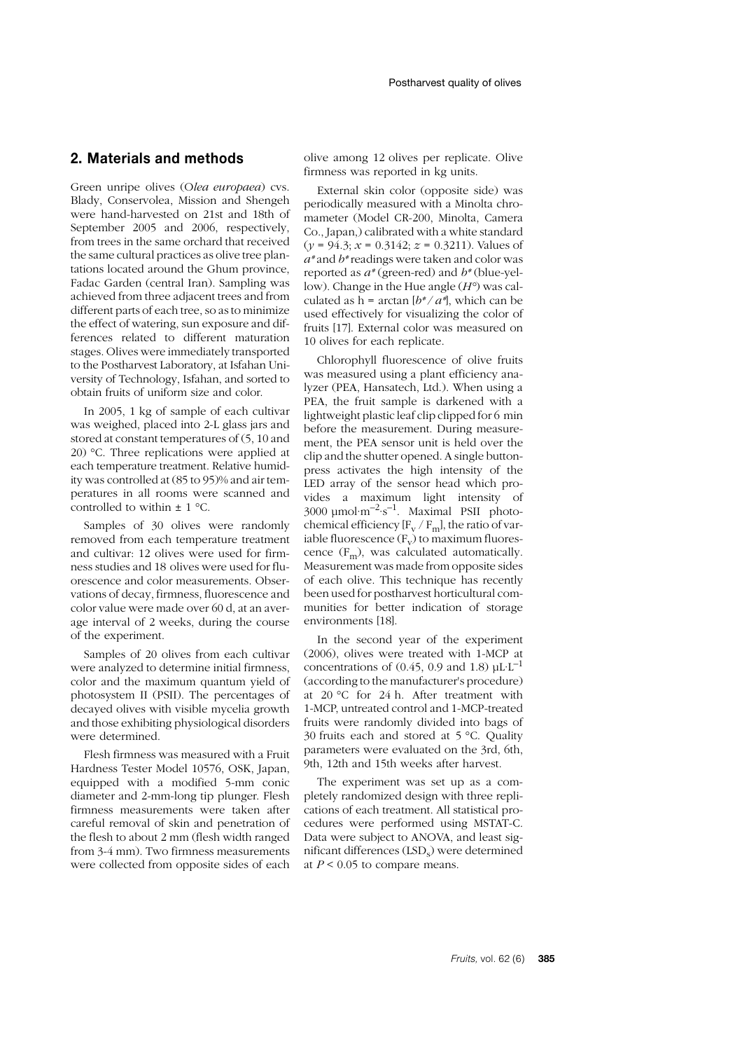## 2. Materials and methods

Green unripe olives (*Olea europaea*) cvs. Blady, Conservolea, Mission and Shengeh were hand-harvested on 21st and 18th of September 2005 and 2006, respectively, from trees in the same orchard that received the same cultural practices as olive tree plantations located around the Ghum province, Fadac Garden (central Iran). Sampling was achieved from three adjacent trees and from different parts of each tree, so as to minimize the effect of watering, sun exposure and differences related to different maturation stages. Olives were immediately transported to the Postharvest Laboratory, at Isfahan University of Technology, Isfahan, and sorted to obtain fruits of uniform size and color.

In 2005, 1 kg of sample of each cultivar was weighed, placed into 2-L glass jars and stored at constant temperatures of (5, 10 and 20) °C. Three replications were applied at each temperature treatment. Relative humidity was controlled at (85 to 95)% and air temperatures in all rooms were scanned and controlled to within ± 1 °C.

Samples of 30 olives were randomly removed from each temperature treatment and cultivar: 12 olives were used for firmness studies and 18 olives were used for fluorescence and color measurements. Observations of decay, firmness, fluorescence and color value were made over 60 d, at an average interval of 2 weeks, during the course of the experiment.

Samples of 20 olives from each cultivar were analyzed to determine initial firmness, color and the maximum quantum yield of photosystem II (PSII). The percentages of decayed olives with visible mycelia growth and those exhibiting physiological disorders were determined.

Flesh firmness was measured with a Fruit Hardness Tester Model 10576, OSK, Japan, equipped with a modified 5-mm conic diameter and 2-mm-long tip plunger. Flesh firmness measurements were taken after careful removal of skin and penetration of the flesh to about 2 mm (flesh width ranged from 3-4 mm). Two firmness measurements were collected from opposite sides of each olive among 12 olives per replicate. Olive firmness was reported in kg units.

External skin color (opposite side) was periodically measured with a Minolta chromameter (Model CR-200, Minolta, Camera Co., Japan,) calibrated with a white standard ($y = 94.3$; $x = 0.3142$; $z = 0.3211$). Values of $a^*$ and $b^*$ readings were taken and color was reported as $a^*$ (green-red) and $b^*$ (blue-yellow). Change in the Hue angle ($H°$) was calculated as $h = \arctan [b^* / a^*]$, which can be used effectively for visualizing the color of fruits [17]. External color was measured on 10 olives for each replicate.

Chlorophyll fluorescence of olive fruits was measured using a plant efficiency analyzer (PEA, Hansatech, Ltd.). When using a PEA, the fruit sample is darkened with a lightweight plastic leaf clip clipped for 6 min before the measurement. During measurement, the PEA sensor unit is held over the clip and the shutter opened. A single button-press activates the high intensity of the LED array of the sensor head which provides a maximum light intensity of 3000 $\mu mol \cdot m^{-2} \cdot s^{-1}$. Maximal PSII photochemical efficiency [$F_v / F_m$], the ratio of variable fluorescence ($F_v$) to maximum fluorescence ($F_m$), was calculated automatically. Measurement was made from opposite sides of each olive. This technique has recently been used for postharvest horticultural communities for better indication of storage environments [18].

In the second year of the experiment (2006), olives were treated with 1-MCP at concentrations of (0.45, 0.9 and 1.8) $\mu L \cdot L^{-1}$ (according to the manufacturer's procedure) at 20 °C for 24 h. After treatment with 1-MCP, untreated control and 1-MCP-treated fruits were randomly divided into bags of 30 fruits each and stored at 5 °C. Quality parameters were evaluated on the 3rd, 6th, 9th, 12th and 15th weeks after harvest.

The experiment was set up as a completely randomized design with three replications of each treatment. All statistical procedures were performed using MSTAT-C. Data were subject to ANOVA, and least significant differences ($LSD_s$) were determined at $P < 0.05$ to compare means.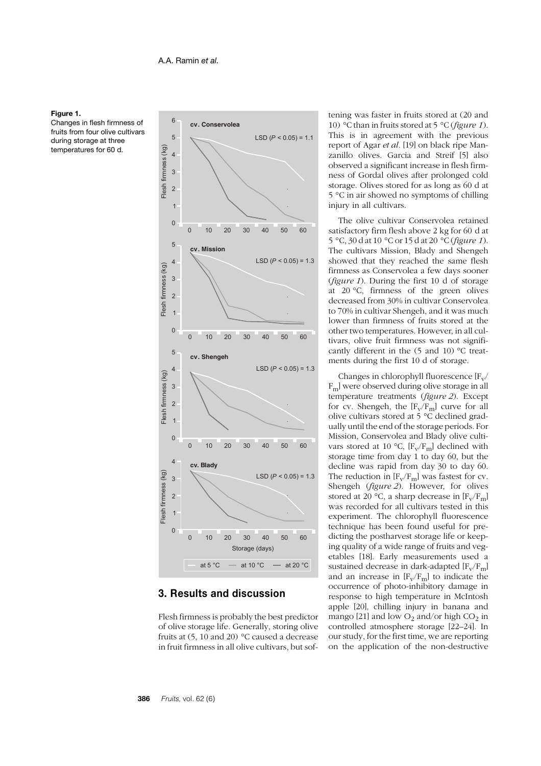**Figure 1.**
Changes in flesh firmness of fruits from four olive cultivars during storage at three temperatures for 60 d.

cv. Conservolea
LSD ($P < 0.05$) = 1.1
Flesh firmness (kg)
0 1 2 3 4 5 6
0 10 20 30 40 50 60

cv. Mission
LSD ($P < 0.05$) = 1.3
Flesh firmness (kg)
0 1 2 3 4 5
0 10 20 30 40 50 60

cv. Shengeh
LSD ($P < 0.05$) = 1.3
Flesh firmness (kg)
0 1 2 3 4 5
0 10 20 30 40 50 60

cv. Blady
LSD ($P < 0.05$) = 1.3
Flesh firmness (kg)
0 1 2 3 4
0 10 20 30 40 50 60
Storage (days)

at 5 °C — at 10 °C — at 20 °C

## 3. Results and discussion

Flesh firmness is probably the best predictor of olive storage life. Generally, storing olive fruits at (5, 10 and 20) °C caused a decrease in fruit firmness in all olive cultivars, but softening was faster in fruits stored at (20 and 10) °C than in fruits stored at 5 °C (*figure 1*). This is in agreement with the previous report of Agar *et al*. [19] on black ripe Manzanillo olives. Garcia and Streif [5] also observed a significant increase in flesh firmness of Gordal olives after prolonged cold storage. Olives stored for as long as 60 d at 5 °C in air showed no symptoms of chilling injury in all cultivars.

The olive cultivar Conservolea retained satisfactory firm flesh above 2 kg for 60 d at 5 °C, 30 d at 10 °C or 15 d at 20 °C (*figure 1*). The cultivars Mission, Blady and Shengeh showed that they reached the same flesh firmness as Conservolea a few days sooner (*figure 1*). During the first 10 d of storage at 20 °C, firmness of the green olives decreased from 30% in cultivar Conservolea to 70% in cultivar Shengeh, and it was much lower than firmness of fruits stored at the other two temperatures. However, in all cultivars, olive fruit firmness was not significantly different in the (5 and 10) °C treatments during the first 10 d of storage.

Changes in chlorophyll fluorescence [$F_v/F_m$] were observed during olive storage in all temperature treatments (*figure 2*). Except for cv. Shengeh, the [$F_v/F_m$] curve for all olive cultivars stored at 5 °C declined gradually until the end of the storage periods. For Mission, Conservolea and Blady olive cultivars stored at 10 °C, [$F_v/F_m$] declined with storage time from day 1 to day 60, but the decline was rapid from day 30 to day 60. The reduction in [$F_v/F_m$] was fastest for cv. Shengeh (*figure 2*). However, for olives stored at 20 °C, a sharp decrease in [$F_v/F_m$] was recorded for all cultivars tested in this experiment. The chlorophyll fluorescence technique has been found useful for predicting the postharvest storage life or keeping quality of a wide range of fruits and vegetables [18]. Early measurements used a sustained decrease in dark-adapted [$F_v/F_m$] and an increase in [$F_v/F_m$] to indicate the occurrence of photo-inhibitory damage in response to high temperature in McIntosh apple [20], chilling injury in banana and mango [21] and low $O_2$ and/or high $CO_2$ in controlled atmosphere storage [22–24]. In our study, for the first time, we are reporting on the application of the non-destructive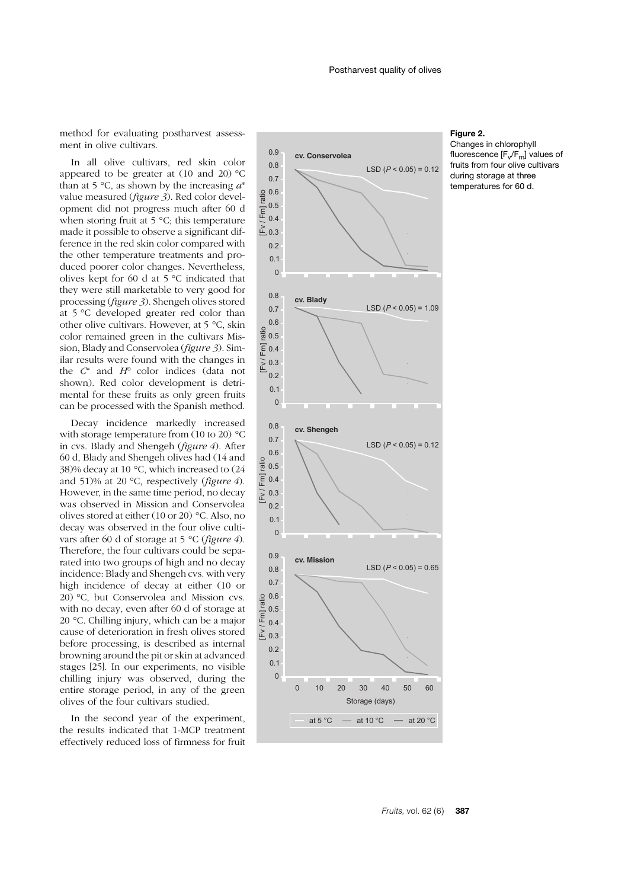method for evaluating postharvest assessment in olive cultivars.

In all olive cultivars, red skin color appeared to be greater at (10 and 20) °C than at 5 °C, as shown by the increasing $a^*$ value measured (*figure 3*). Red color development did not progress much after 60 d when storing fruit at 5 °C; this temperature made it possible to observe a significant difference in the red skin color compared with the other temperature treatments and produced poorer color changes. Nevertheless, olives kept for 60 d at 5 °C indicated that they were still marketable to very good for processing (*figure 3*). Shengeh olives stored at 5 °C developed greater red color than other olive cultivars. However, at 5 °C, skin color remained green in the cultivars Mission, Blady and Conservolea (*figure 3*). Similar results were found with the changes in the $C^*$ and $H°$ color indices (data not shown). Red color development is detrimental for these fruits as only green fruits can be processed with the Spanish method.

Decay incidence markedly increased with storage temperature from (10 to 20) °C in cvs. Blady and Shengeh (*figure 4*). After 60 d, Blady and Shengeh olives had (14 and 38)% decay at 10 °C, which increased to (24 and 51)% at 20 °C, respectively (*figure 4*). However, in the same time period, no decay was observed in Mission and Conservolea olives stored at either (10 or 20) °C. Also, no decay was observed in the four olive cultivars after 60 d of storage at 5 °C (*figure 4*). Therefore, the four cultivars could be separated into two groups of high and no decay incidence: Blady and Shengeh cvs. with very high incidence of decay at either (10 or 20) °C, but Conservolea and Mission cvs. with no decay, even after 60 d of storage at 20 °C. Chilling injury, which can be a major cause of deterioration in fresh olives stored before processing, is described as internal browning around the pit or skin at advanced stages [25]. In our experiments, no visible chilling injury was observed, during the entire storage period, in any of the green olives of the four cultivars studied.

In the second year of the experiment, the results indicated that 1-MCP treatment effectively reduced loss of firmness for fruit

cv. Conservolea
LSD ($P < 0.05$) = 0.12
[Fv / Fm] ratio
0.9 0.8 0.7 0.6 0.5 0.4 0.3 0.2 0.1 0

cv. Blady
LSD ($P < 0.05$) = 1.09
[Fv / Fm] ratio
0.8 0.7 0.6 0.5 0.4 0.3 0.2 0.1 0

cv. Shengeh
LSD ($P < 0.05$) = 0.12
[Fv / Fm] ratio
0.8 0.7 0.6 0.5 0.4 0.3 0.2 0.1 0

cv. Mission
LSD ($P < 0.05$) = 0.65
[Fv / Fm] ratio
0.9 0.8 0.7 0.6 0.5 0.4 0.3 0.2 0.1 0

0 10 20 30 40 50 60
Storage (days)

at 5 °C — at 10 °C — at 20 °C

**Figure 2.**
Changes in chlorophyll fluorescence [$F_v/F_m$] values of fruits from four olive cultivars during storage at three temperatures for 60 d.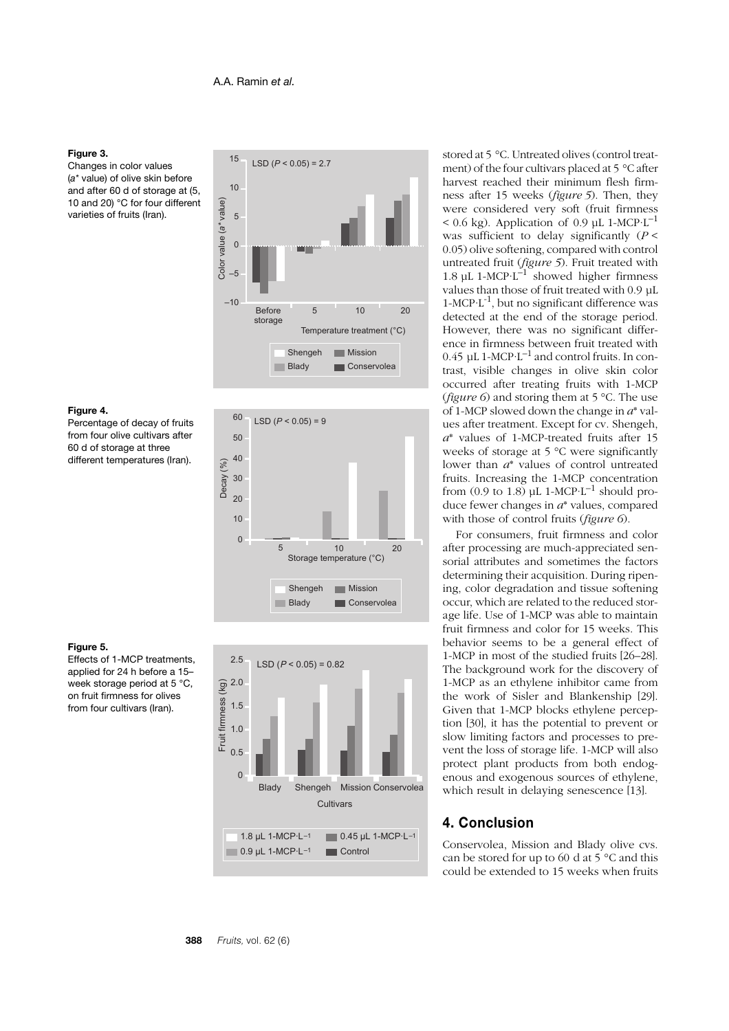**Figure 3.**
Changes in color values ($a^*$ value) of olive skin before and after 60 d of storage at (5, 10 and 20) °C for four different varieties of fruits (Iran).

LSD ($P$ < 0.05) = 2.7
Color value ($a^*$ value)
15
10
5
0
–5
–10
Before storage
5
10
20
Temperature treatment (°C)
Shengeh
Mission
Blady
Conservolea

**Figure 4.**
Percentage of decay of fruits from four olive cultivars after 60 d of storage at three different temperatures (Iran).

LSD ($P$ < 0.05) = 9
Decay (%)
60
50
40
30
20
10
0
5
10
20
Storage temperature (°C)
Shengeh
Mission
Blady
Conservolea

**Figure 5.**
Effects of 1-MCP treatments, applied for 24 h before a 15–week storage period at 5 °C, on fruit firmness for olives from four cultivars (Iran).

LSD ($P$ < 0.05) = 0.82
Fruit firmness (kg)
2.5
2.0
1.5
1.0
0.5
0
Blady
Shengeh
Mission
Conservolea
Cultivars
1.8 µL 1-MCP·L$^{-1}$
0.45 µL 1-MCP·L$^{-1}$
0.9 µL 1-MCP·L$^{-1}$
Control

stored at 5 °C. Untreated olives (control treatment) of the four cultivars placed at 5 °C after harvest reached their minimum flesh firmness after 15 weeks (*figure 5*). Then, they were considered very soft (fruit firmness < 0.6 kg). Application of 0.9 µL 1-MCP·L$^{-1}$ was sufficient to delay significantly ($P$ < 0.05) olive softening, compared with control untreated fruit (*figure 5*). Fruit treated with 1.8 µL 1-MCP·L$^{-1}$ showed higher firmness values than those of fruit treated with 0.9 µL 1-MCP·L$^{-1}$, but no significant difference was detected at the end of the storage period. However, there was no significant difference in firmness between fruit treated with 0.45 µL 1-MCP·L$^{-1}$ and control fruits. In contrast, visible changes in olive skin color occurred after treating fruits with 1-MCP (*figure 6*) and storing them at 5 °C. The use of 1-MCP slowed down the change in $a^*$ values after treatment. Except for cv. Shengeh, $a^*$ values of 1-MCP-treated fruits after 15 weeks of storage at 5 °C were significantly lower than $a^*$ values of control untreated fruits. Increasing the 1-MCP concentration from (0.9 to 1.8) µL 1-MCP·L$^{-1}$ should produce fewer changes in $a^*$ values, compared with those of control fruits (*figure 6*).

For consumers, fruit firmness and color after processing are much-appreciated sensorial attributes and sometimes the factors determining their acquisition. During ripening, color degradation and tissue softening occur, which are related to the reduced storage life. Use of 1-MCP was able to maintain fruit firmness and color for 15 weeks. This behavior seems to be a general effect of 1-MCP in most of the studied fruits [26–28]. The background work for the discovery of 1-MCP as an ethylene inhibitor came from the work of Sisler and Blankenship [29]. Given that 1-MCP blocks ethylene perception [30], it has the potential to prevent or slow limiting factors and processes to prevent the loss of storage life. 1-MCP will also protect plant products from both endogenous and exogenous sources of ethylene, which result in delaying senescence [13].

## 4. Conclusion

Conservolea, Mission and Blady olive cvs. can be stored for up to 60 d at 5 °C and this could be extended to 15 weeks when fruits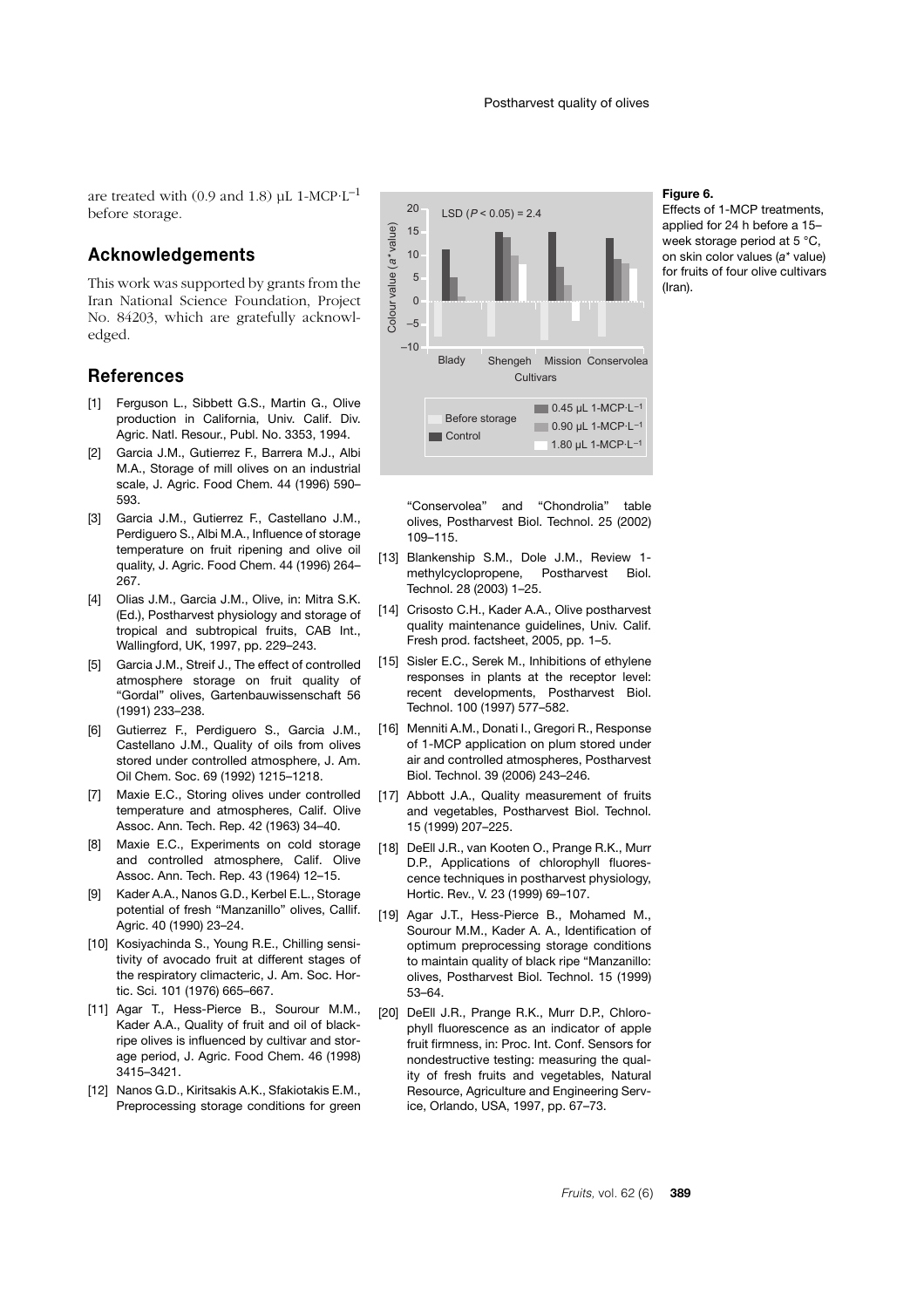are treated with (0.9 and 1.8) μL 1-MCP·L$^{-1}$ before storage.

## Acknowledgements

This work was supported by grants from the Iran National Science Foundation, Project No. 84203, which are gratefully acknowledged.

## References

[1] Ferguson L., Sibbett G.S., Martin G., Olive production in California, Univ. Calif. Div. Agric. Natl. Resour., Publ. No. 3353, 1994.

[2] Garcia J.M., Gutierrez F., Barrera M.J., Albi M.A., Storage of mill olives on an industrial scale, J. Agric. Food Chem. 44 (1996) 590–593.

[3] Garcia J.M., Gutierrez F., Castellano J.M., Perdiguero S., Albi M.A., Influence of storage temperature on fruit ripening and olive oil quality, J. Agric. Food Chem. 44 (1996) 264–267.

[4] Olias J.M., Garcia J.M., Olive, in: Mitra S.K. (Ed.), Postharvest physiology and storage of tropical and subtropical fruits, CAB Int., Wallingford, UK, 1997, pp. 229–243.

[5] Garcia J.M., Streif J., The effect of controlled atmosphere storage on fruit quality of "Gordal" olives, Gartenbauwissenschaft 56 (1991) 233–238.

[6] Gutierrez F., Perdiguero S., Garcia J.M., Castellano J.M., Quality of oils from olives stored under controlled atmosphere, J. Am. Oil Chem. Soc. 69 (1992) 1215–1218.

[7] Maxie E.C., Storing olives under controlled temperature and atmospheres, Calif. Olive Assoc. Ann. Tech. Rep. 42 (1963) 34–40.

[8] Maxie E.C., Experiments on cold storage and controlled atmosphere, Calif. Olive Assoc. Ann. Tech. Rep. 43 (1964) 12–15.

[9] Kader A.A., Nanos G.D., Kerbel E.L., Storage potential of fresh "Manzanillo" olives, Callif. Agric. 40 (1990) 23–24.

[10] Kosiyachinda S., Young R.E., Chilling sensitivity of avocado fruit at different stages of the respiratory climacteric, J. Am. Soc. Hortic. Sci. 101 (1976) 665–667.

[11] Agar T., Hess-Pierce B., Sourour M.M., Kader A.A., Quality of fruit and oil of black-ripe olives is influenced by cultivar and storage period, J. Agric. Food Chem. 46 (1998) 3415–3421.

[12] Nanos G.D., Kiritsakis A.K., Sfakiotakis E.M., Preprocessing storage conditions for green "Conservolea" and "Chondrolia" table olives, Postharvest Biol. Technol. 25 (2002) 109–115.

[13] Blankenship S.M., Dole J.M., Review 1-methylcyclopropene, Postharvest Biol. Technol. 28 (2003) 1–25.

[14] Crisosto C.H., Kader A.A., Olive postharvest quality maintenance guidelines, Univ. Calif. Fresh prod. factsheet, 2005, pp. 1–5.

[15] Sisler E.C., Serek M., Inhibitions of ethylene responses in plants at the receptor level: recent developments, Postharvest Biol. Technol. 100 (1997) 577–582.

[16] Menniti A.M., Donati I., Gregori R., Response of 1-MCP application on plum stored under air and controlled atmospheres, Postharvest Biol. Technol. 39 (2006) 243–246.

[17] Abbott J.A., Quality measurement of fruits and vegetables, Postharvest Biol. Technol. 15 (1999) 207–225.

[18] DeEll J.R., van Kooten O., Prange R.K., Murr D.P., Applications of chlorophyll fluorescence techniques in postharvest physiology, Hortic. Rev., V. 23 (1999) 69–107.

[19] Agar J.T., Hess-Pierce B., Mohamed M., Sourour M.M., Kader A. A., Identification of optimum preprocessing storage conditions to maintain quality of black ripe "Manzanillo: olives, Postharvest Biol. Technol. 15 (1999) 53–64.

[20] DeEll J.R., Prange R.K., Murr D.P., Chlorophyll fluorescence as an indicator of apple fruit firmness, in: Proc. Int. Conf. Sensors for nondestructive testing: measuring the quality of fresh fruits and vegetables, Natural Resource, Agriculture and Engineering Service, Orlando, USA, 1997, pp. 67–73.

**Figure 6.**
Effects of 1-MCP treatments, applied for 24 h before a 15–week storage period at 5 °C, on skin color values ($a^*$ value) for fruits of four olive cultivars (Iran).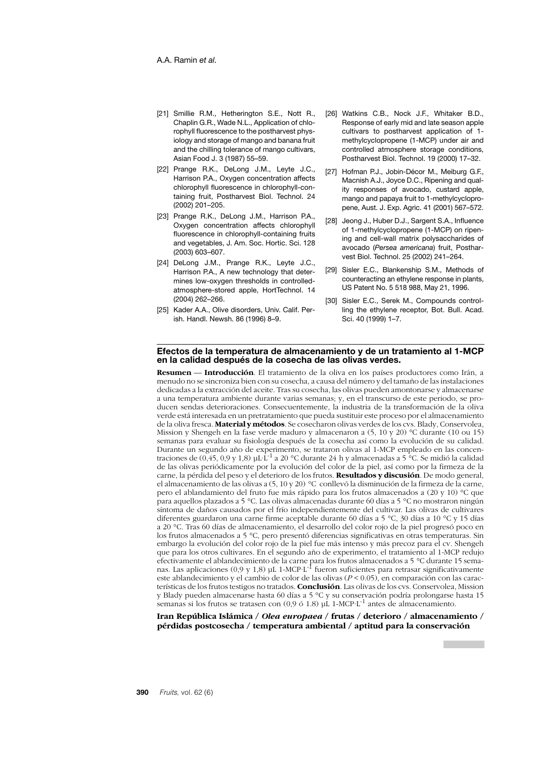[21] Smillie R.M., Hetherington S.E., Nott R., Chaplin G.R., Wade N.L., Application of chlorophyll fluorescence to the postharvest physiology and storage of mango and banana fruit and the chilling tolerance of mango cultivars, Asian Food J. 3 (1987) 55–59.

[22] Prange R.K., DeLong J.M., Leyte J.C., Harrison P.A., Oxygen concentration affects chlorophyll fluorescence in chlorophyll-containing fruit, Postharvest Biol. Technol. 24 (2002) 201–205.

[23] Prange R.K., DeLong J.M., Harrison P.A., Oxygen concentration affects chlorophyll fluorescence in chlorophyll-containing fruits and vegetables, J. Am. Soc. Hortic. Sci. 128 (2003) 603–607.

[24] DeLong J.M., Prange R.K., Leyte J.C., Harrison P.A., A new technology that determines low-oxygen thresholds in controlled-atmosphere-stored apple, HortTechnol. 14 (2004) 262–266.

[25] Kader A.A., Olive disorders, Univ. Calif. Perish. Handl. Newsh. 86 (1996) 8–9.

[26] Watkins C.B., Nock J.F., Whitaker B.D., Response of early mid and late season apple cultivars to postharvest application of 1-methylcyclopropene (1-MCP) under air and controlled atmosphere storage conditions, Postharvest Biol. Technol. 19 (2000) 17–32.

[27] Hofman P.J., Jobin-Décor M., Meiburg G.F., Macnish A.J., Joyce D.C., Ripening and quality responses of avocado, custard apple, mango and papaya fruit to 1-methylcyclopropene, Aust. J. Exp. Agric. 41 (2001) 567–572.

[28] Jeong J., Huber D.J., Sargent S.A., Influence of 1-methylcyclopropene (1-MCP) on ripening and cell-wall matrix polysaccharides of avocado (*Persea americana*) fruit, Postharvest Biol. Technol. 25 (2002) 241–264.

[29] Sisler E.C., Blankenship S.M., Methods of counteracting an ethylene response in plants, US Patent No. 5 518 988, May 21, 1996.

[30] Sisler E.C., Serek M., Compounds controlling the ethylene receptor, Bot. Bull. Acad. Sci. 40 (1999) 1–7.

## Efectos de la temperatura de almacenamiento y de un tratamiento al 1-MCP en la calidad después de la cosecha de las olivas verdes.

**Resumen** — **Introducción**. El tratamiento de la oliva en los países productores como Irán, a menudo no se sincroniza bien con su cosecha, a causa del número y del tamaño de las instalaciones dedicadas a la extracción del aceite. Tras su cosecha, las olivas pueden amontonarse y almacenarse a una temperatura ambiente durante varias semanas; y, en el transcurso de este periodo, se producen sendas deterioraciones. Consecuentemente, la industria de la transformación de la oliva verde está interesada en un pretratamiento que pueda sustituir este proceso por el almacenamiento de la oliva fresca. **Material y métodos**. Se cosecharon olivas verdes de los cvs. Blady, Conservolea, Mission y Shengeh en la fase verde maduro y almacenaron a (5, 10 y 20) °C durante (10 ou 15) semanas para evaluar su fisiología después de la cosecha así como la evolución de su calidad. Durante un segundo año de experimento, se trataron olivas al 1-MCP empleado en las concentraciones de (0,45, 0,9 y 1,8) μL·L$^{-1}$ a 20 °C durante 24 h y almacenadas a 5 °C. Se midió la calidad de las olivas periódicamente por la evolución del color de la piel, así como por la firmeza de la carne, la pérdida del peso y el deterioro de los frutos. **Resultados y discusión**. De modo general, el almacenamiento de las olivas a (5, 10 y 20) °C conllevó la disminución de la firmeza de la carne, pero el ablandamiento del fruto fue más rápido para los frutos almacenados a (20 y 10) °C que para aquellos plazados a 5 °C. Las olivas almacenadas durante 60 días a 5 °C no mostraron ningún síntoma de daños causados por el frío independientemente del cultivar. Las olivas de cultivares diferentes guardaron una carne firme aceptable durante 60 días a 5 °C, 30 días a 10 °C y 15 días a 20 °C. Tras 60 días de almacenamiento, el desarrollo del color rojo de la piel progresó poco en los frutos almacenados a 5 °C, pero presentó diferencias significativas en otras temperaturas. Sin embargo la evolución del color rojo de la piel fue más intenso y más precoz para el cv. Shengeh que para los otros cultivares. En el segundo año de experimento, el tratamiento al 1-MCP redujo efectivamente el ablandecimiento de la carne para los frutos almacenados a 5 °C durante 15 semanas. Las aplicaciones (0,9 y 1,8) μL 1-MCP·L$^{-1}$ fueron suficientes para retrasar significativamente este ablandecimiento y el cambio de color de las olivas ($P < 0.05$), en comparación con las características de los frutos testigos no tratados. **Conclusión**. Las olivas de los cvs. Conservolea, Mission y Blady pueden almacenarse hasta 60 días a 5 °C y su conservación podría prolongarse hasta 15 semanas si los frutos se tratasen con (0,9 ó 1.8) μL 1-MCP·L$^{-1}$ antes de almacenamiento.

**Iran República Islámica / *Olea europaea* / frutas / deterioro / almacenamiento / pérdidas postcosecha / temperatura ambiental / aptitud para la conservación**